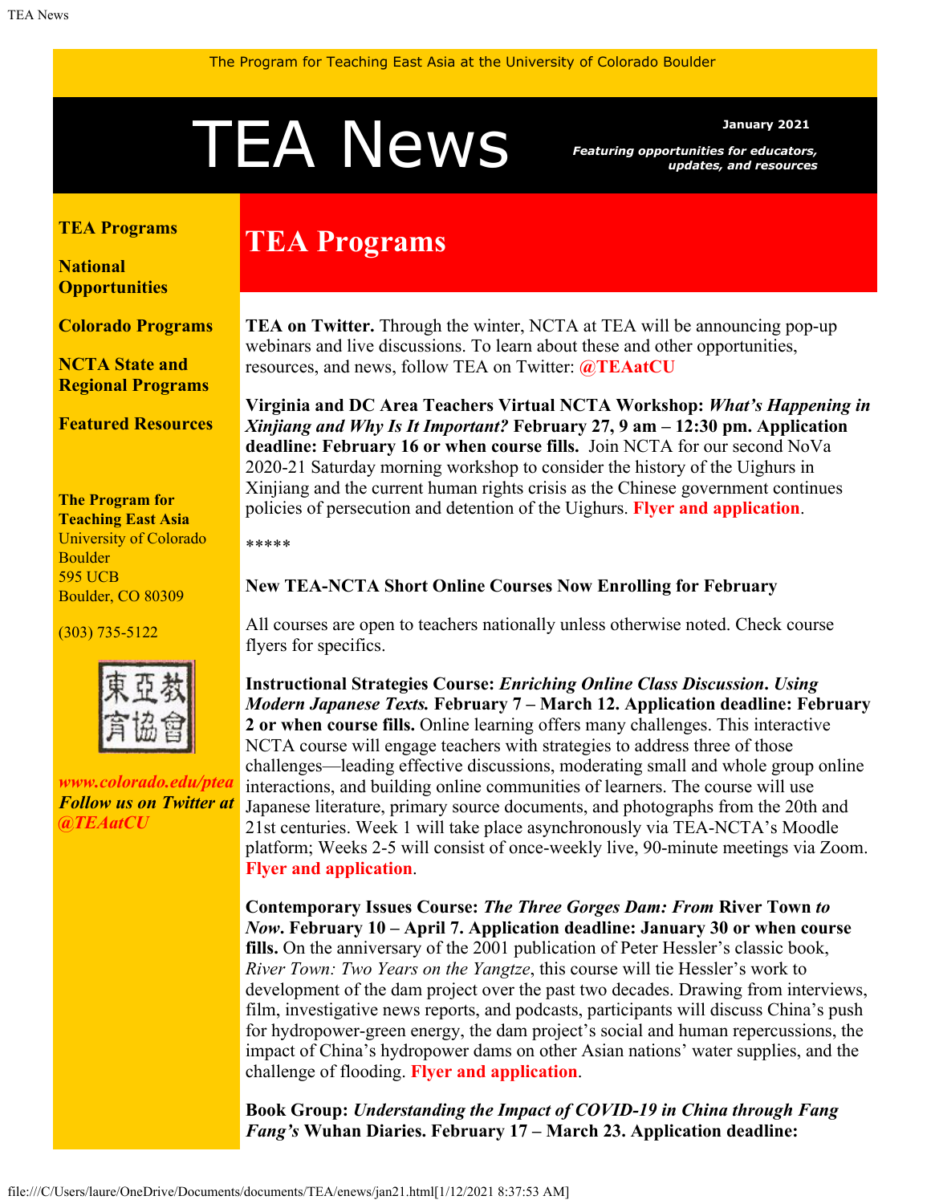The Program for Teaching East Asia at the University of Colorado Boulder

# TEA News

**January 2021**

***Featuring opportunities for educators, updates, and resources***

**TEA Programs**

**National Opportunities**

**Colorado Programs**

**NCTA State and Regional Programs**

**Featured Resources**

**The Program for Teaching East Asia**
University of Colorado Boulder
595 UCB
Boulder, CO 80309

(303) 735-5122

東亞教育協會

***www.colorado.edu/ptea***
***Follow us on Twitter at @TEAatCU***

## TEA Programs

**TEA on Twitter.** Through the winter, NCTA at TEA will be announcing pop-up webinars and live discussions. To learn about these and other opportunities, resources, and news, follow TEA on Twitter: **@TEAatCU**

**Virginia and DC Area Teachers Virtual NCTA Workshop:** ***What's Happening in Xinjiang and Why Is It Important?*** **February 27, 9 am – 12:30 pm. Application deadline: February 16 or when course fills.** Join NCTA for our second NoVa 2020-21 Saturday morning workshop to consider the history of the Uighurs in Xinjiang and the current human rights crisis as the Chinese government continues policies of persecution and detention of the Uighurs. **Flyer and application**.

*****

**New TEA-NCTA Short Online Courses Now Enrolling for February**

All courses are open to teachers nationally unless otherwise noted. Check course flyers for specifics.

**Instructional Strategies Course:** ***Enriching Online Class Discussion. Using Modern Japanese Texts.*** **February 7 – March 12. Application deadline: February 2 or when course fills.** Online learning offers many challenges. This interactive NCTA course will engage teachers with strategies to address three of those challenges—leading effective discussions, moderating small and whole group online interactions, and building online communities of learners. The course will use Japanese literature, primary source documents, and photographs from the 20th and 21st centuries. Week 1 will take place asynchronously via TEA-NCTA's Moodle platform; Weeks 2-5 will consist of once-weekly live, 90-minute meetings via Zoom. **Flyer and application**.

**Contemporary Issues Course:** ***The Three Gorges Dam: From* River Town *to Now.*** **February 10 – April 7. Application deadline: January 30 or when course fills.** On the anniversary of the 2001 publication of Peter Hessler's classic book, *River Town: Two Years on the Yangtze*, this course will tie Hessler's work to development of the dam project over the past two decades. Drawing from interviews, film, investigative news reports, and podcasts, participants will discuss China's push for hydropower-green energy, the dam project's social and human repercussions, the impact of China's hydropower dams on other Asian nations' water supplies, and the challenge of flooding. **Flyer and application**.

**Book Group:** ***Understanding the Impact of COVID-19 in China through Fang Fang's* Wuhan Diaries. February 17 – March 23. Application deadline:**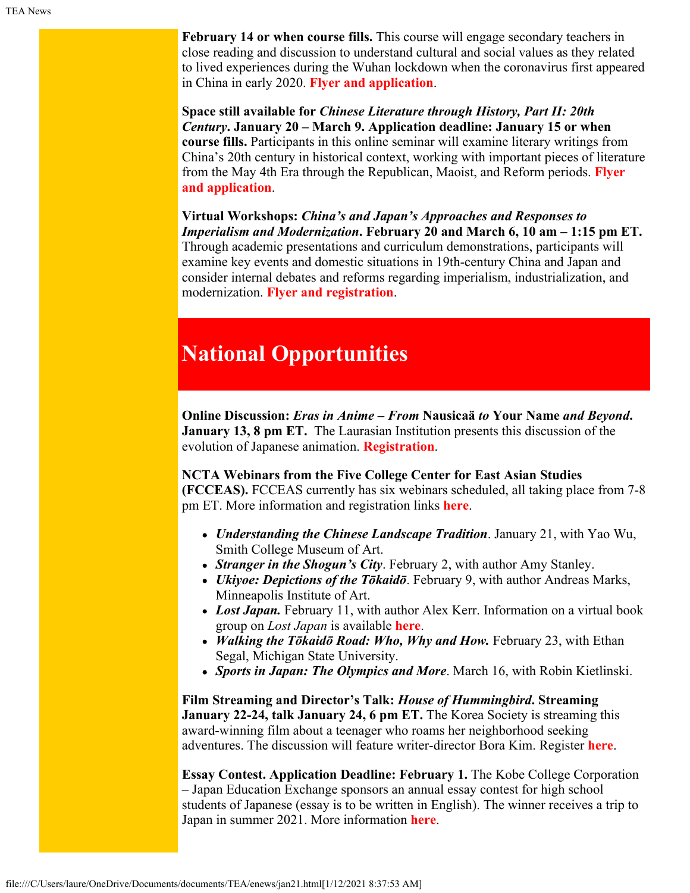**February 14 or when course fills.** This course will engage secondary teachers in close reading and discussion to understand cultural and social values as they related to lived experiences during the Wuhan lockdown when the coronavirus first appeared in China in early 2020. **Flyer and application**.

**Space still available for *Chinese Literature through History, Part II: 20th Century*. January 20 – March 9. Application deadline: January 15 or when course fills.** Participants in this online seminar will examine literary writings from China's 20th century in historical context, working with important pieces of literature from the May 4th Era through the Republican, Maoist, and Reform periods. **Flyer and application**.

**Virtual Workshops: *China's and Japan's Approaches and Responses to Imperialism and Modernization*. February 20 and March 6, 10 am – 1:15 pm ET.** Through academic presentations and curriculum demonstrations, participants will examine key events and domestic situations in 19th-century China and Japan and consider internal debates and reforms regarding imperialism, industrialization, and modernization. **Flyer and registration**.

## National Opportunities

**Online Discussion: *Eras in Anime – From* Nausicaä *to* Your Name *and Beyond*. January 13, 8 pm ET.** The Laurasian Institution presents this discussion of the evolution of Japanese animation. **Registration**.

**NCTA Webinars from the Five College Center for East Asian Studies (FCCEAS).** FCCEAS currently has six webinars scheduled, all taking place from 7-8 pm ET. More information and registration links **here**.

- ***Understanding the Chinese Landscape Tradition***. January 21, with Yao Wu, Smith College Museum of Art.
- ***Stranger in the Shogun's City***. February 2, with author Amy Stanley.
- ***Ukiyoe: Depictions of the Tōkaidō***. February 9, with author Andreas Marks, Minneapolis Institute of Art.
- ***Lost Japan.*** February 11, with author Alex Kerr. Information on a virtual book group on *Lost Japan* is available **here**.
- ***Walking the Tōkaidō Road: Who, Why and How.*** February 23, with Ethan Segal, Michigan State University.
- ***Sports in Japan: The Olympics and More***. March 16, with Robin Kietlinski.

**Film Streaming and Director's Talk: *House of Hummingbird*. Streaming January 22-24, talk January 24, 6 pm ET.** The Korea Society is streaming this award-winning film about a teenager who roams her neighborhood seeking adventures. The discussion will feature writer-director Bora Kim. Register **here**.

**Essay Contest. Application Deadline: February 1.** The Kobe College Corporation – Japan Education Exchange sponsors an annual essay contest for high school students of Japanese (essay is to be written in English). The winner receives a trip to Japan in summer 2021. More information **here**.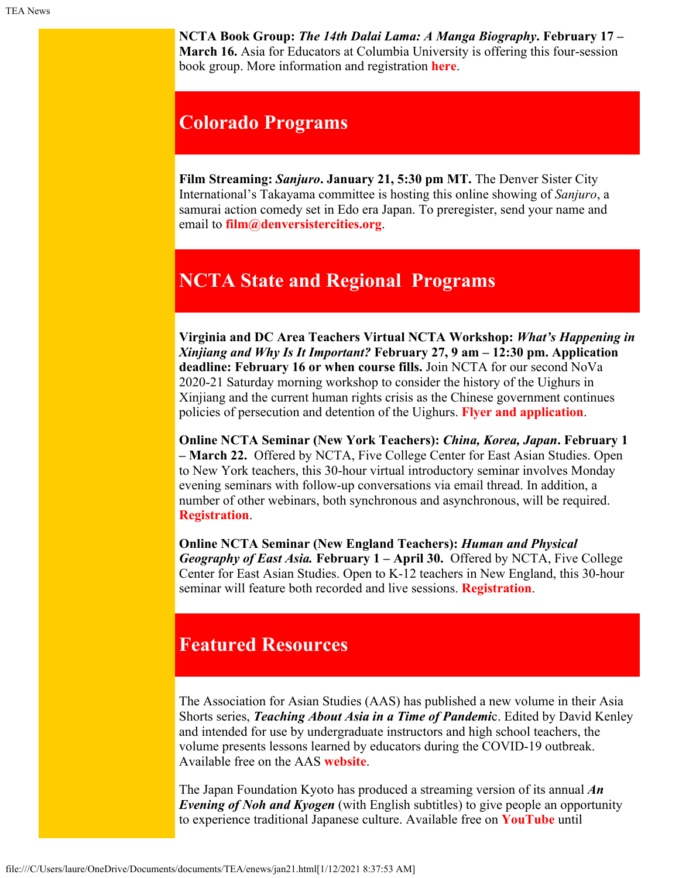**NCTA Book Group:** ***The 14th Dalai Lama: A Manga Biography*****. February 17 – March 16.** Asia for Educators at Columbia University is offering this four-session book group. More information and registration **here**.

## Colorado Programs

**Film Streaming:** ***Sanjuro*****. January 21, 5:30 pm MT.** The Denver Sister City International's Takayama committee is hosting this online showing of *Sanjuro*, a samurai action comedy set in Edo era Japan. To preregister, send your name and email to **film@denversistercities.org**.

## NCTA State and Regional Programs

**Virginia and DC Area Teachers Virtual NCTA Workshop:** ***What's Happening in Xinjiang and Why Is It Important?*** **February 27, 9 am – 12:30 pm. Application deadline: February 16 or when course fills.** Join NCTA for our second NoVa 2020-21 Saturday morning workshop to consider the history of the Uighurs in Xinjiang and the current human rights crisis as the Chinese government continues policies of persecution and detention of the Uighurs. **Flyer and application**.

**Online NCTA Seminar (New York Teachers):** ***China, Korea, Japan*****. February 1 – March 22.** Offered by NCTA, Five College Center for East Asian Studies. Open to New York teachers, this 30-hour virtual introductory seminar involves Monday evening seminars with follow-up conversations via email thread. In addition, a number of other webinars, both synchronous and asynchronous, will be required. **Registration**.

**Online NCTA Seminar (New England Teachers):** ***Human and Physical Geography of East Asia.*** **February 1 – April 30.** Offered by NCTA, Five College Center for East Asian Studies. Open to K-12 teachers in New England, this 30-hour seminar will feature both recorded and live sessions. **Registration**.

## Featured Resources

The Association for Asian Studies (AAS) has published a new volume in their Asia Shorts series, ***Teaching About Asia in a Time of Pandemi***c. Edited by David Kenley and intended for use by undergraduate instructors and high school teachers, the volume presents lessons learned by educators during the COVID-19 outbreak. Available free on the AAS **website**.

The Japan Foundation Kyoto has produced a streaming version of its annual ***An Evening of Noh and Kyogen*** (with English subtitles) to give people an opportunity to experience traditional Japanese culture. Available free on **YouTube** until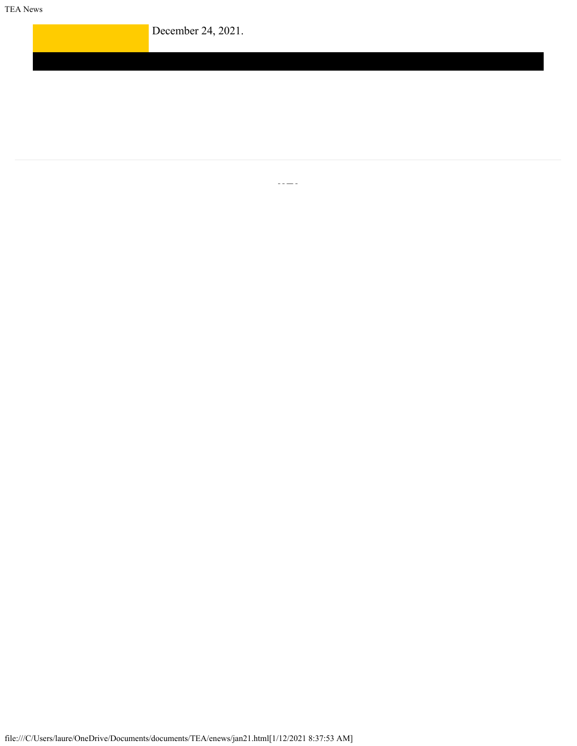December 24, 2021.